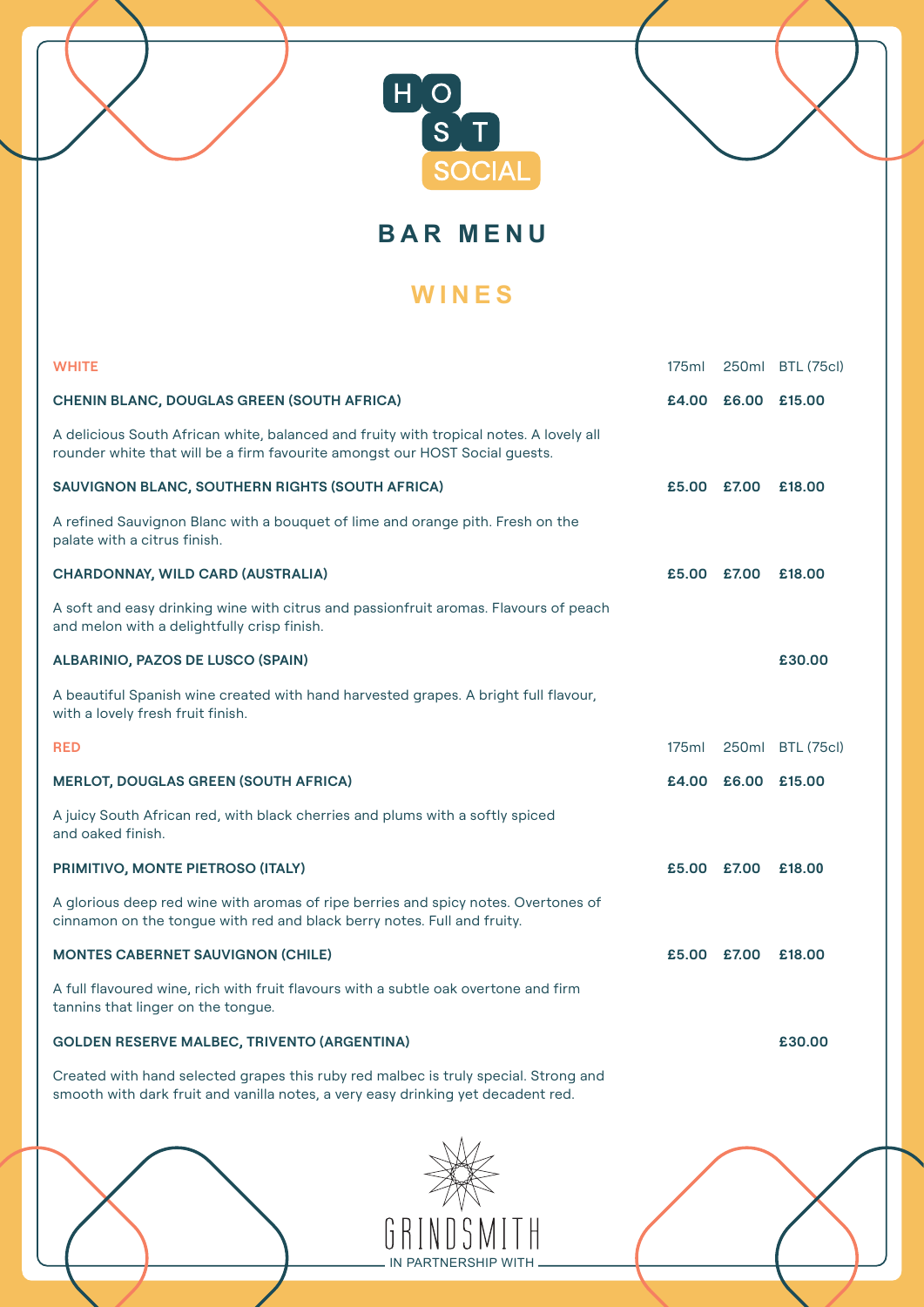HOST SOCIAL

# BAR MENU

## WINES

| WHITE | 175ml | 250ml | BTL (75cl) |
|---|---|---|---|
| **CHENIN BLANC, DOUGLAS GREEN (SOUTH AFRICA)** | **£4.00** | **£6.00** | **£15.00** |
| A delicious South African white, balanced and fruity with tropical notes. A lovely all rounder white that will be a firm favourite amongst our HOST Social guests. | | | |
| **SAUVIGNON BLANC, SOUTHERN RIGHTS (SOUTH AFRICA)** | **£5.00** | **£7.00** | **£18.00** |
| A refined Sauvignon Blanc with a bouquet of lime and orange pith. Fresh on the palate with a citrus finish. | | | |
| **CHARDONNAY, WILD CARD (AUSTRALIA)** | **£5.00** | **£7.00** | **£18.00** |
| A soft and easy drinking wine with citrus and passionfruit aromas. Flavours of peach and melon with a delightfully crisp finish. | | | |
| **ALBARINIO, PAZOS DE LUSCO (SPAIN)** | | | **£30.00** |
| A beautiful Spanish wine created with hand harvested grapes. A bright full flavour, with a lovely fresh fruit finish. | | | |

| RED | 175ml | 250ml | BTL (75cl) |
|---|---|---|---|
| **MERLOT, DOUGLAS GREEN (SOUTH AFRICA)** | **£4.00** | **£6.00** | **£15.00** |
| A juicy South African red, with black cherries and plums with a softly spiced and oaked finish. | | | |
| **PRIMITIVO, MONTE PIETROSO (ITALY)** | **£5.00** | **£7.00** | **£18.00** |
| A glorious deep red wine with aromas of ripe berries and spicy notes. Overtones of cinnamon on the tongue with red and black berry notes. Full and fruity. | | | |
| **MONTES CABERNET SAUVIGNON (CHILE)** | **£5.00** | **£7.00** | **£18.00** |
| A full flavoured wine, rich with fruit flavours with a subtle oak overtone and firm tannins that linger on the tongue. | | | |
| **GOLDEN RESERVE MALBEC, TRIVENTO (ARGENTINA)** | | | **£30.00** |
| Created with hand selected grapes this ruby red malbec is truly special. Strong and smooth with dark fruit and vanilla notes, a very easy drinking yet decadent red. | | | |

GRINDSMITH

IN PARTNERSHIP WITH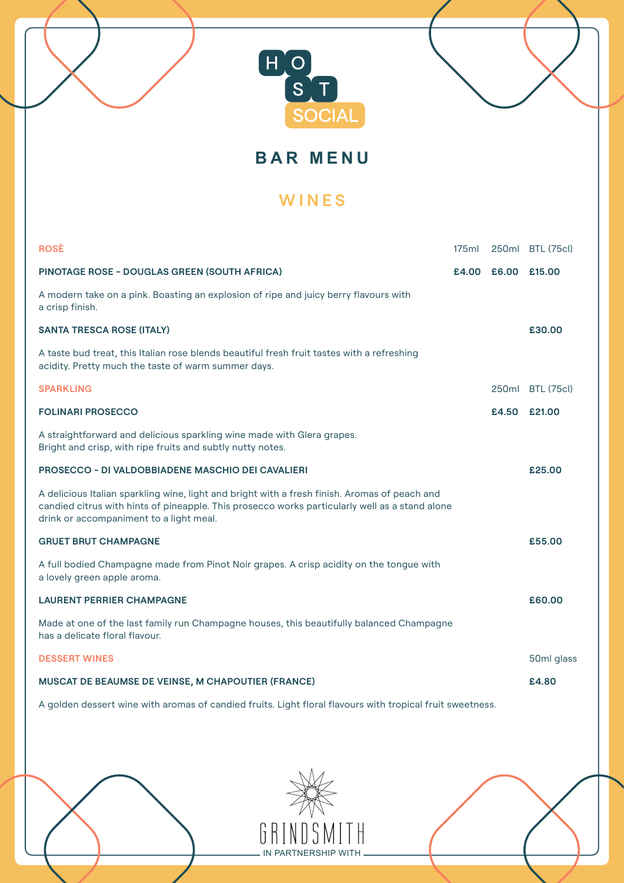HOST SOCIAL

# BAR MENU

## WINES

| ROSÈ | 175ml | 250ml | BTL (75cl) |
|---|---|---|---|
| **PINOTAGE ROSE - DOUGLAS GREEN (SOUTH AFRICA)** | **£4.00** | **£6.00** | **£15.00** |

A modern take on a pink. Boasting an explosion of ripe and juicy berry flavours with a crisp finish.

| | | | |
|---|---|---|---|
| **SANTA TRESCA ROSE (ITALY)** | | | **£30.00** |

A taste bud treat, this Italian rose blends beautiful fresh fruit tastes with a refreshing acidity. Pretty much the taste of warm summer days.

| SPARKLING | 250ml | BTL (75cl) |
|---|---|---|
| **FOLINARI PROSECCO** | **£4.50** | **£21.00** |

A straightforward and delicious sparkling wine made with Glera grapes. Bright and crisp, with ripe fruits and subtly nutty notes.

| | | |
|---|---|---|
| **PROSECCO - DI VALDOBBIADENE MASCHIO DEI CAVALIERI** | | **£25.00** |

A delicious Italian sparkling wine, light and bright with a fresh finish. Aromas of peach and candied citrus with hints of pineapple. This prosecco works particularly well as a stand alone drink or accompaniment to a light meal.

| | | |
|---|---|---|
| **GRUET BRUT CHAMPAGNE** | | **£55.00** |

A full bodied Champagne made from Pinot Noir grapes. A crisp acidity on the tongue with a lovely green apple aroma.

| | | |
|---|---|---|
| **LAURENT PERRIER CHAMPAGNE** | | **£60.00** |

Made at one of the last family run Champagne houses, this beautifully balanced Champagne has a delicate floral flavour.

| DESSERT WINES | 50ml glass |
|---|---|
| **MUSCAT DE BEAUMSE DE VEINSE, M CHAPOUTIER (FRANCE)** | **£4.80** |

A golden dessert wine with aromas of candied fruits. Light floral flavours with tropical fruit sweetness.

IN PARTNERSHIP WITH GRINDSMITH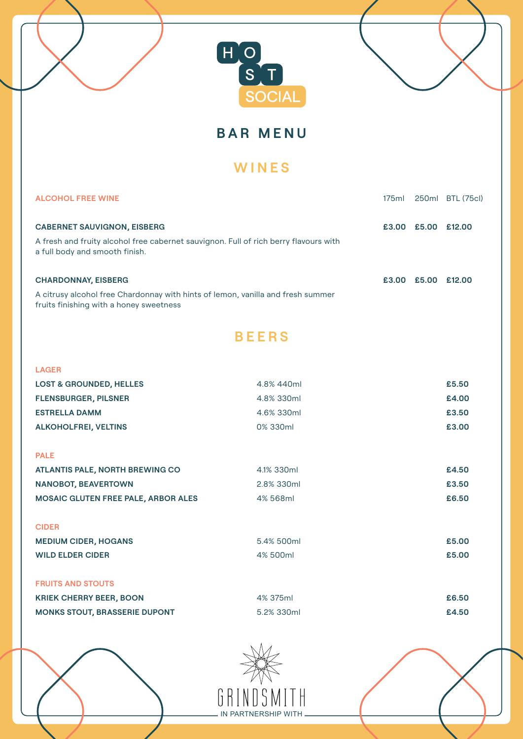HOST SOCIAL

# BAR MENU

## WINES

| ALCOHOL FREE WINE | 175ml | 250ml | BTL (75cl) |
| --- | --- | --- | --- |
| **CABERNET SAUVIGNON, EISBERG** | **£3.00** | **£5.00** | **£12.00** |
| A fresh and fruity alcohol free cabernet sauvignon. Full of rich berry flavours with a full body and smooth finish. | | | |
| **CHARDONNAY, EISBERG** | **£3.00** | **£5.00** | **£12.00** |
| A citrusy alcohol free Chardonnay with hints of lemon, vanilla and fresh summer fruits finishing with a honey sweetness | | | |

## BEERS

### LAGER

| | | |
| --- | --- | --- |
| **LOST & GROUNDED, HELLES** | 4.8% 440ml | **£5.50** |
| **FLENSBURGER, PILSNER** | 4.8% 330ml | **£4.00** |
| **ESTRELLA DAMM** | 4.6% 330ml | **£3.50** |
| **ALKOHOLFREI, VELTINS** | 0% 330ml | **£3.00** |

### PALE

| | | |
| --- | --- | --- |
| **ATLANTIS PALE, NORTH BREWING CO** | 4.1% 330ml | **£4.50** |
| **NANOBOT, BEAVERTOWN** | 2.8% 330ml | **£3.50** |
| **MOSAIC GLUTEN FREE PALE, ARBOR ALES** | 4% 568ml | **£6.50** |

### CIDER

| | | |
| --- | --- | --- |
| **MEDIUM CIDER, HOGANS** | 5.4% 500ml | **£5.00** |
| **WILD ELDER CIDER** | 4% 500ml | **£5.00** |

### FRUITS AND STOUTS

| | | |
| --- | --- | --- |
| **KRIEK CHERRY BEER, BOON** | 4% 375ml | **£6.50** |
| **MONKS STOUT, BRASSERIE DUPONT** | 5.2% 330ml | **£4.50** |

GRINDSMITH

IN PARTNERSHIP WITH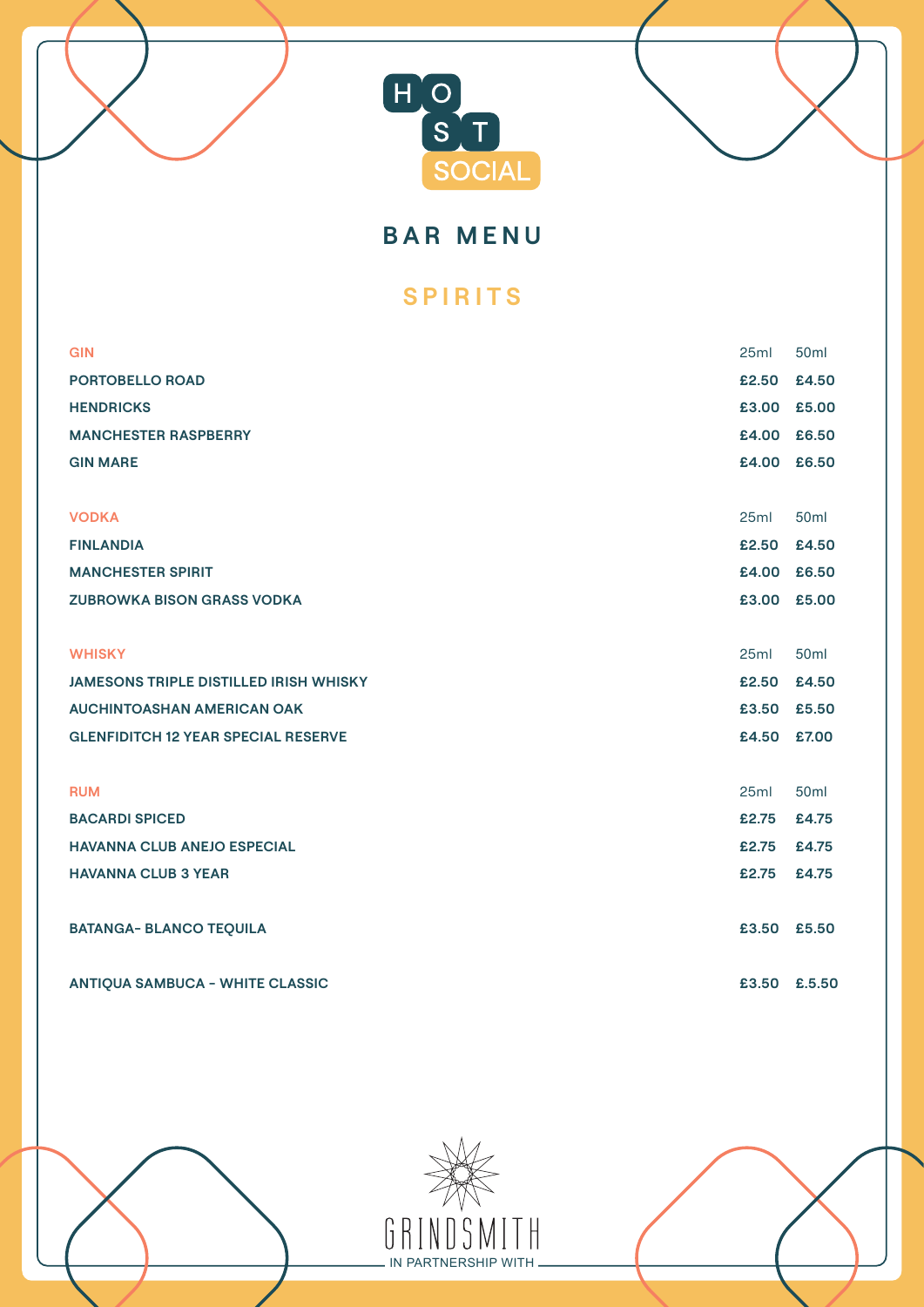HOST SOCIAL

# BAR MENU

## SPIRITS

| GIN | 25ml | 50ml |
|---|---|---|
| PORTOBELLO ROAD | £2.50 | £4.50 |
| HENDRICKS | £3.00 | £5.00 |
| MANCHESTER RASPBERRY | £4.00 | £6.50 |
| GIN MARE | £4.00 | £6.50 |

| VODKA | 25ml | 50ml |
|---|---|---|
| FINLANDIA | £2.50 | £4.50 |
| MANCHESTER SPIRIT | £4.00 | £6.50 |
| ZUBROWKA BISON GRASS VODKA | £3.00 | £5.00 |

| WHISKY | 25ml | 50ml |
|---|---|---|
| JAMESONS TRIPLE DISTILLED IRISH WHISKY | £2.50 | £4.50 |
| AUCHINTOASHAN AMERICAN OAK | £3.50 | £5.50 |
| GLENFIDITCH 12 YEAR SPECIAL RESERVE | £4.50 | £7.00 |

| RUM | 25ml | 50ml |
|---|---|---|
| BACARDI SPICED | £2.75 | £4.75 |
| HAVANNA CLUB ANEJO ESPECIAL | £2.75 | £4.75 |
| HAVANNA CLUB 3 YEAR | £2.75 | £4.75 |

| | 25ml | 50ml |
|---|---|---|
| BATANGA- BLANCO TEQUILA | £3.50 | £5.50 |
| ANTIQUA SAMBUCA - WHITE CLASSIC | £3.50 | £.5.50 |

GRINDSMITH

IN PARTNERSHIP WITH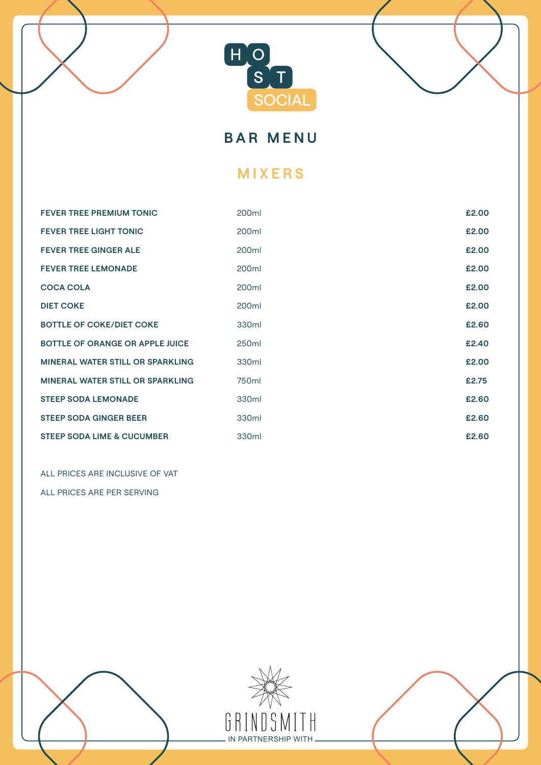HOST SOCIAL

# BAR MENU

## MIXERS

| | | |
|---|---|---|
| **FEVER TREE PREMIUM TONIC** | 200ml | **£2.00** |
| **FEVER TREE LIGHT TONIC** | 200ml | **£2.00** |
| **FEVER TREE GINGER ALE** | 200ml | **£2.00** |
| **FEVER TREE LEMONADE** | 200ml | **£2.00** |
| **COCA COLA** | 200ml | **£2.00** |
| **DIET COKE** | 200ml | **£2.00** |
| **BOTTLE OF COKE/DIET COKE** | 330ml | **£2.60** |
| **BOTTLE OF ORANGE OR APPLE JUICE** | 250ml | **£2.40** |
| **MINERAL WATER STILL OR SPARKLING** | 330ml | **£2.00** |
| **MINERAL WATER STILL OR SPARKLING** | 750ml | **£2.75** |
| **STEEP SODA LEMONADE** | 330ml | **£2.60** |
| **STEEP SODA GINGER BEER** | 330ml | **£2.60** |
| **STEEP SODA LIME & CUCUMBER** | 330ml | **£2.60** |

ALL PRICES ARE INCLUSIVE OF VAT

ALL PRICES ARE PER SERVING

GRINDSMITH

IN PARTNERSHIP WITH